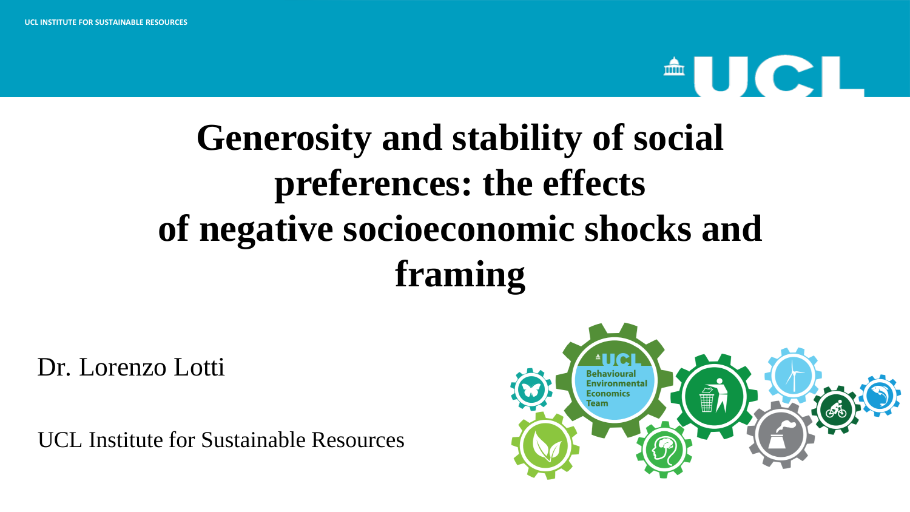UCL INSTITUTE FOR SUSTAINABLE RESOURCES

# Generosity and stability of social preferences: the effects of negative socioeconomic shocks and framing

Dr. Lorenzo Lotti

UCL Institute for Sustainable Resources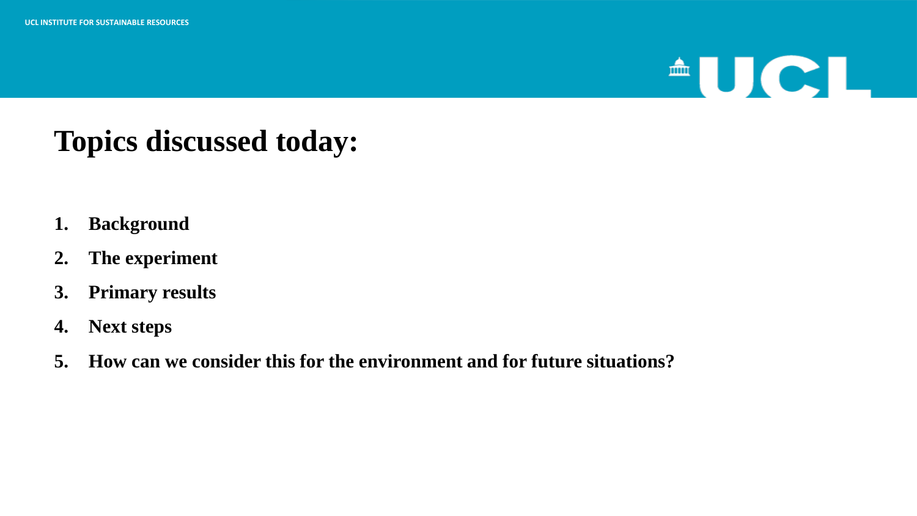# Topics discussed today:

1. **Background**
2. **The experiment**
3. **Primary results**
4. **Next steps**
5. **How can we consider this for the environment and for future situations?**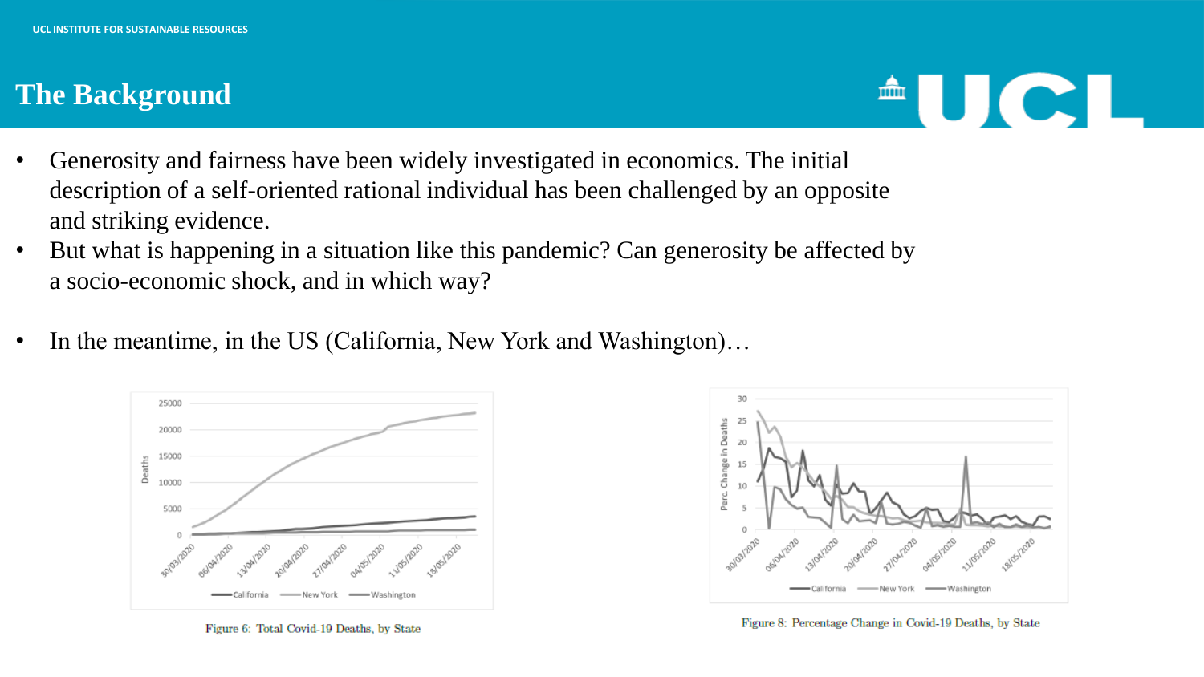# The Background

- Generosity and fairness have been widely investigated in economics. The initial description of a self-oriented rational individual has been challenged by an opposite and striking evidence.
- But what is happening in a situation like this pandemic? Can generosity be affected by a socio-economic shock, and in which way?
- In the meantime, in the US (California, New York and Washington)…

Figure 6: Total Covid-19 Deaths, by State

Figure 8: Percentage Change in Covid-19 Deaths, by State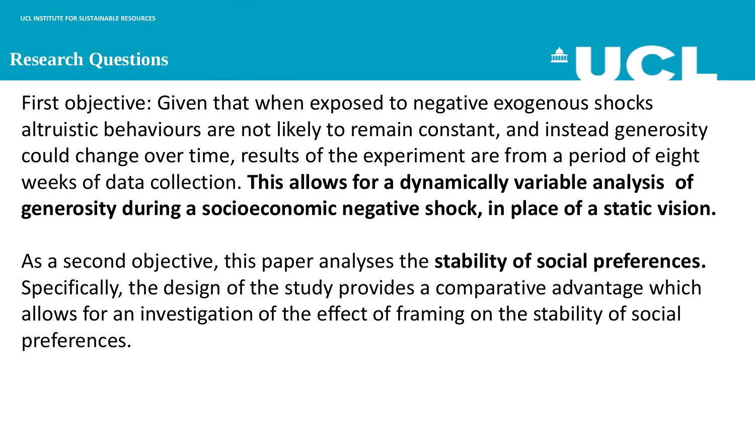## Research Questions

First objective: Given that when exposed to negative exogenous shocks altruistic behaviours are not likely to remain constant, and instead generosity could change over time, results of the experiment are from a period of eight weeks of data collection. **This allows for a dynamically variable analysis of generosity during a socioeconomic negative shock, in place of a static vision.**

As a second objective, this paper analyses the **stability of social preferences.** Specifically, the design of the study provides a comparative advantage which allows for an investigation of the effect of framing on the stability of social preferences.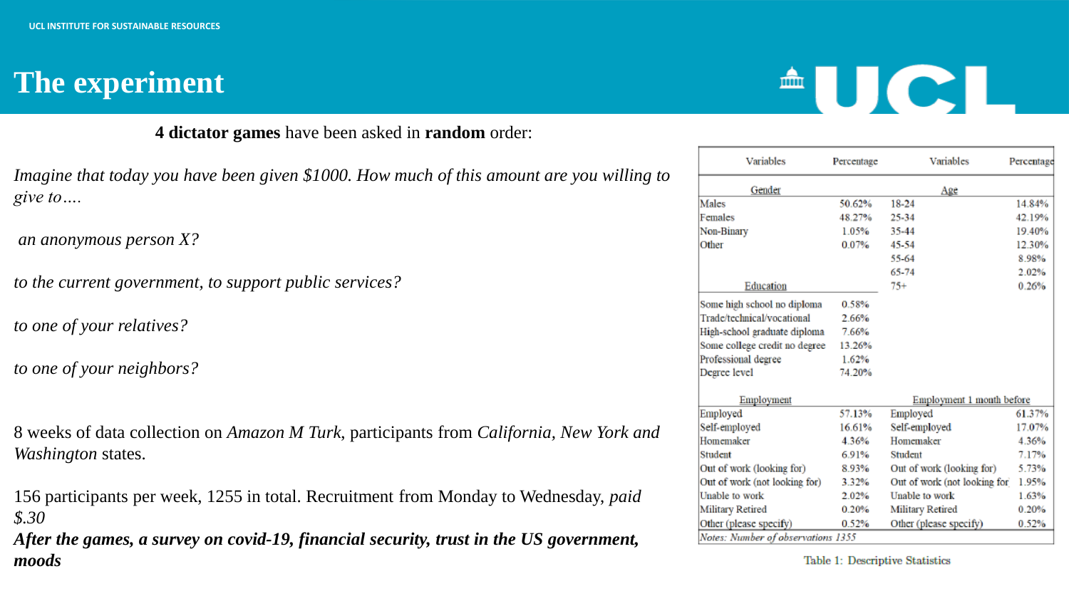# The experiment

**4 dictator games** have been asked in **random** order:

*Imagine that today you have been given $1000. How much of this amount are you willing to give to….*

*an anonymous person X?*

*to the current government, to support public services?*

*to one of your relatives?*

*to one of your neighbors?*

8 weeks of data collection on *Amazon M Turk*, participants from *California, New York and Washington* states.

156 participants per week, 1255 in total. Recruitment from Monday to Wednesday, *paid $.30*

***After the games, a survey on covid-19, financial security, trust in the US government, moods***

| Variables | Percentage | Variables | Percentage |
|---|---|---|---|
| Gender | | Age | |
| Males | 50.62% | 18-24 | 14.84% |
| Females | 48.27% | 25-34 | 42.19% |
| Non-Binary | 1.05% | 35-44 | 19.40% |
| Other | 0.07% | 45-54 | 12.30% |
| | | 55-64 | 8.98% |
| | | 65-74 | 2.02% |
| Education | | 75+ | 0.26% |
| Some high school no diploma | 0.58% | | |
| Trade/technical/vocational | 2.66% | | |
| High-school graduate diploma | 7.66% | | |
| Some college credit no degree | 13.26% | | |
| Professional degree | 1.62% | | |
| Degree level | 74.20% | | |
| Employment | | Employment 1 month before | |
| Employed | 57.13% | Employed | 61.37% |
| Self-employed | 16.61% | Self-employed | 17.07% |
| Homemaker | 4.36% | Homemaker | 4.36% |
| Student | 6.91% | Student | 7.17% |
| Out of work (looking for) | 8.93% | Out of work (looking for) | 5.73% |
| Out of work (not looking for) | 3.32% | Out of work (not looking for | 1.95% |
| Unable to work | 2.02% | Unable to work | 1.63% |
| Military Retired | 0.20% | Military Retired | 0.20% |
| Other (please specify) | 0.52% | Other (please specify) | 0.52% |

*Notes: Number of observations 1355*

Table 1: Descriptive Statistics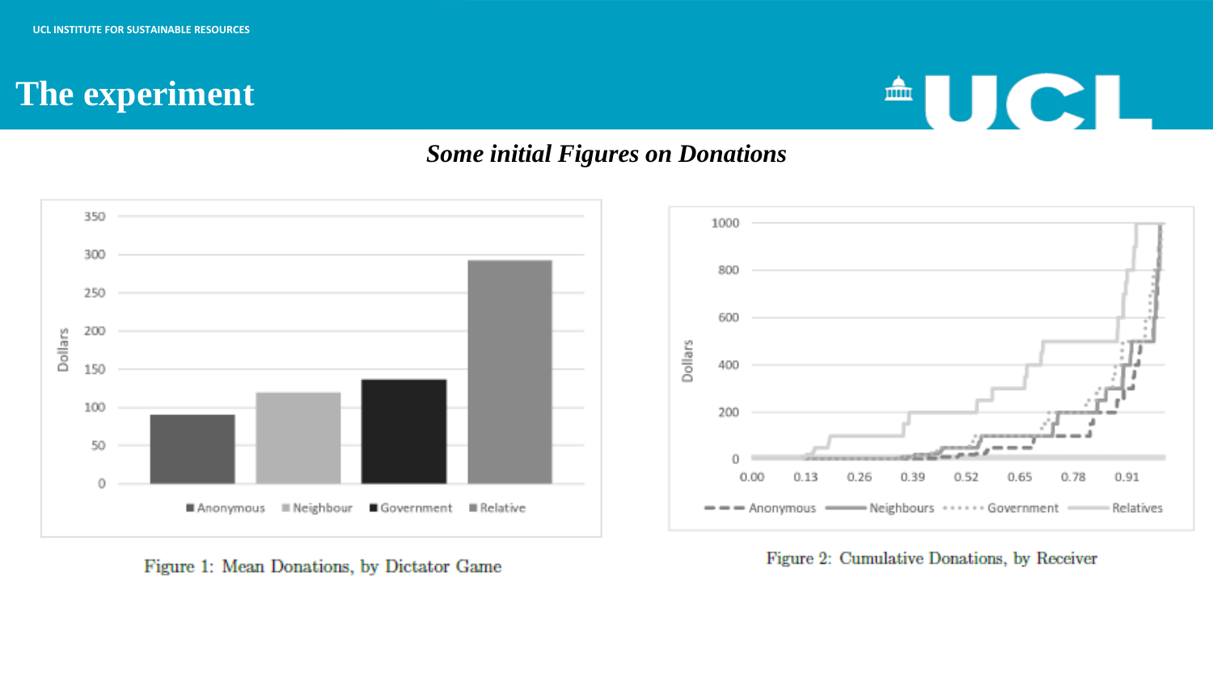# The experiment

***Some initial Figures on Donations***

Figure 1: Mean Donations, by Dictator Game

Figure 2: Cumulative Donations, by Receiver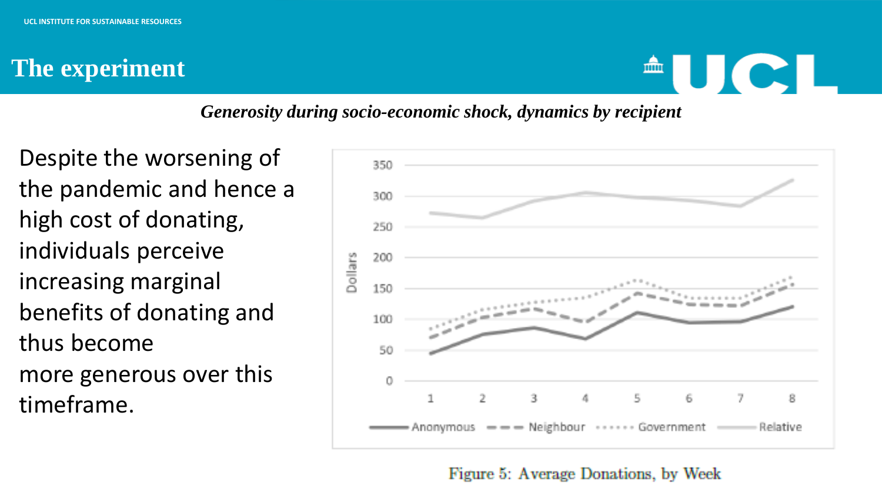# The experiment

***Generosity during socio-economic shock, dynamics by recipient***

Despite the worsening of the pandemic and hence a high cost of donating, individuals perceive increasing marginal benefits of donating and thus become more generous over this timeframe.

Figure 5: Average Donations, by Week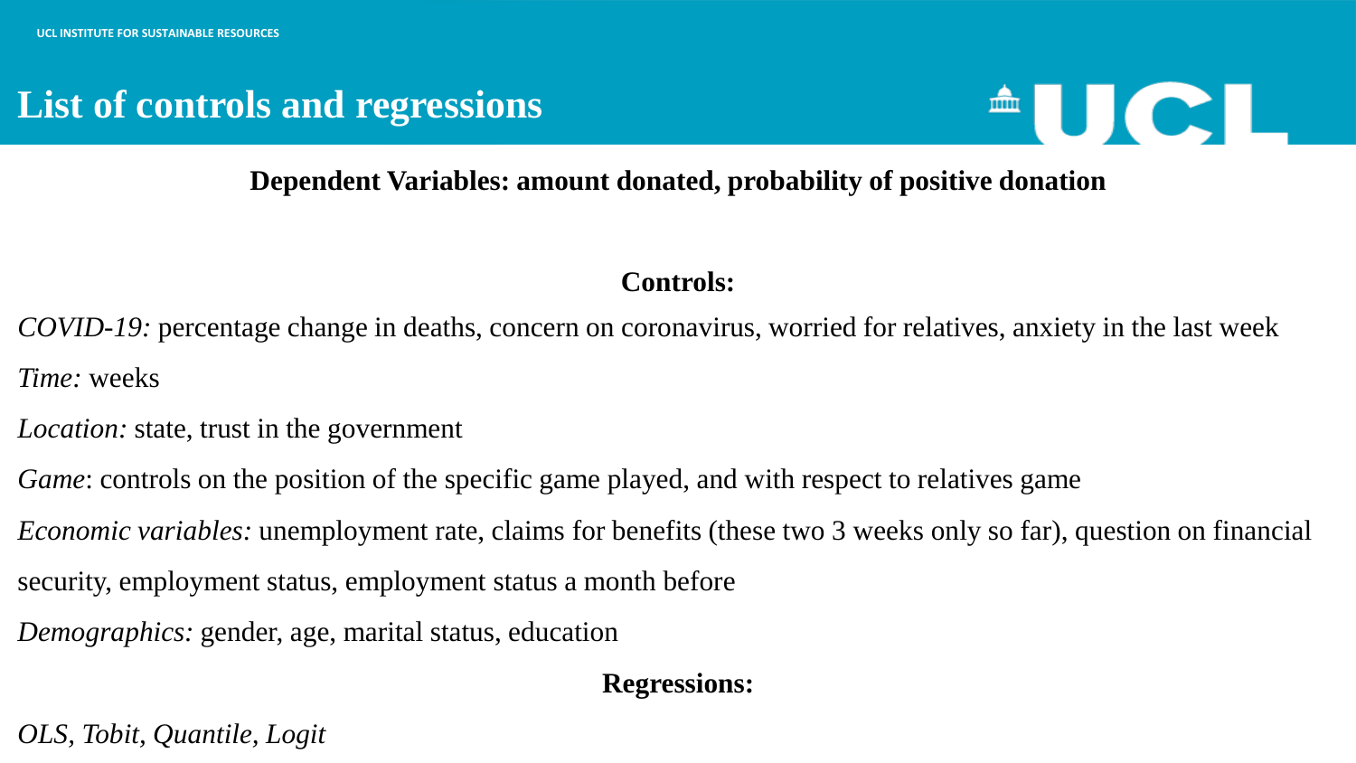# List of controls and regressions

**Dependent Variables: amount donated, probability of positive donation**

**Controls:**

*COVID-19:* percentage change in deaths, concern on coronavirus, worried for relatives, anxiety in the last week

*Time:* weeks

*Location:* state, trust in the government

*Game*: controls on the position of the specific game played, and with respect to relatives game

*Economic variables:* unemployment rate, claims for benefits (these two 3 weeks only so far), question on financial security, employment status, employment status a month before

*Demographics:* gender, age, marital status, education

**Regressions:**

*OLS, Tobit, Quantile, Logit*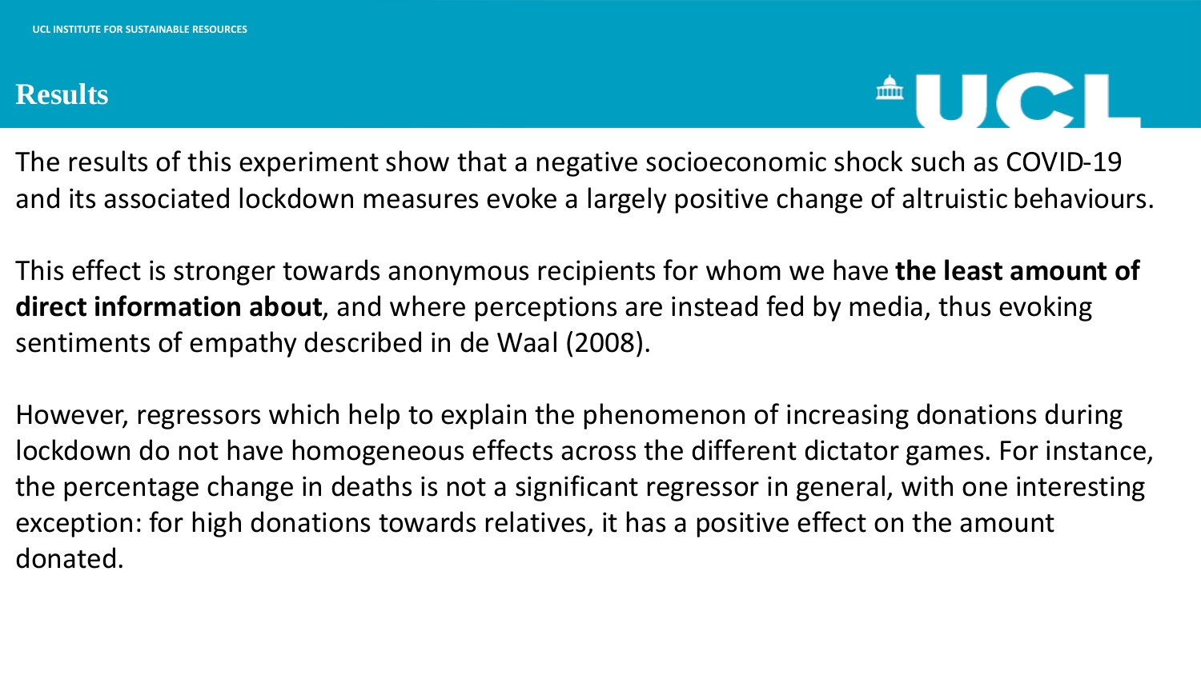# Results

The results of this experiment show that a negative socioeconomic shock such as COVID-19 and its associated lockdown measures evoke a largely positive change of altruistic behaviours.

This effect is stronger towards anonymous recipients for whom we have **the least amount of direct information about**, and where perceptions are instead fed by media, thus evoking sentiments of empathy described in de Waal (2008).

However, regressors which help to explain the phenomenon of increasing donations during lockdown do not have homogeneous effects across the different dictator games. For instance, the percentage change in deaths is not a significant regressor in general, with one interesting exception: for high donations towards relatives, it has a positive effect on the amount donated.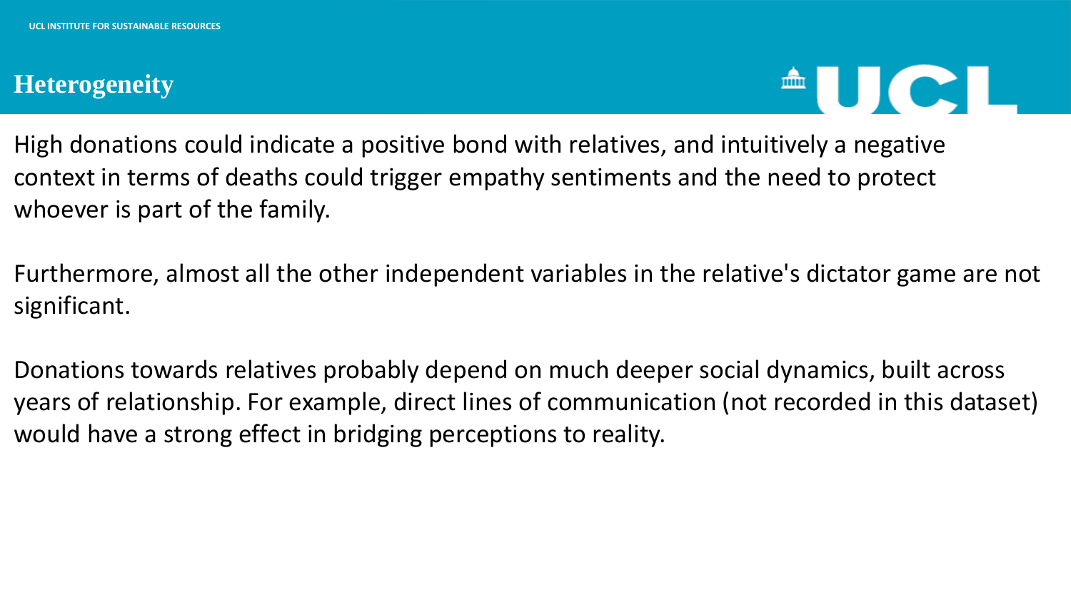# Heterogeneity

High donations could indicate a positive bond with relatives, and intuitively a negative context in terms of deaths could trigger empathy sentiments and the need to protect whoever is part of the family.

Furthermore, almost all the other independent variables in the relative's dictator game are not significant.

Donations towards relatives probably depend on much deeper social dynamics, built across years of relationship. For example, direct lines of communication (not recorded in this dataset) would have a strong effect in bridging perceptions to reality.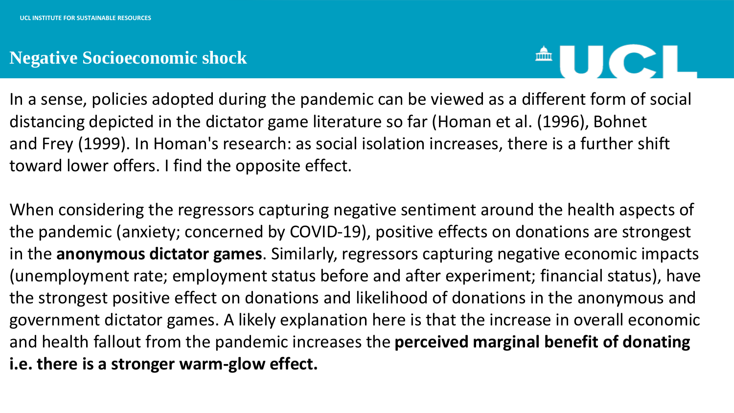# Negative Socioeconomic shock

In a sense, policies adopted during the pandemic can be viewed as a different form of social distancing depicted in the dictator game literature so far (Homan et al. (1996), Bohnet and Frey (1999). In Homan's research: as social isolation increases, there is a further shift toward lower offers. I find the opposite effect.

When considering the regressors capturing negative sentiment around the health aspects of the pandemic (anxiety; concerned by COVID-19), positive effects on donations are strongest in the **anonymous dictator games**. Similarly, regressors capturing negative economic impacts (unemployment rate; employment status before and after experiment; financial status), have the strongest positive effect on donations and likelihood of donations in the anonymous and government dictator games. A likely explanation here is that the increase in overall economic and health fallout from the pandemic increases the **perceived marginal benefit of donating i.e. there is a stronger warm-glow effect.**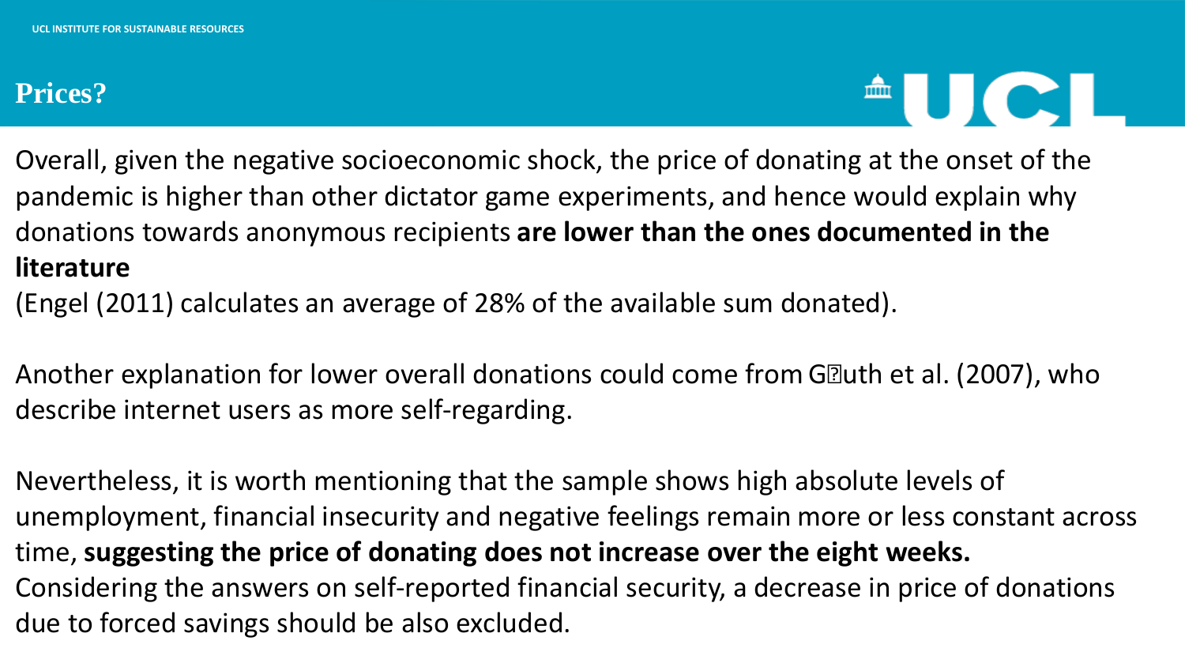# Prices?

Overall, given the negative socioeconomic shock, the price of donating at the onset of the pandemic is higher than other dictator game experiments, and hence would explain why donations towards anonymous recipients **are lower than the ones documented in the literature**
(Engel (2011) calculates an average of 28% of the available sum donated).

Another explanation for lower overall donations could come from G�uth et al. (2007), who describe internet users as more self-regarding.

Nevertheless, it is worth mentioning that the sample shows high absolute levels of unemployment, financial insecurity and negative feelings remain more or less constant across time, **suggesting the price of donating does not increase over the eight weeks.** Considering the answers on self-reported financial security, a decrease in price of donations due to forced savings should be also excluded.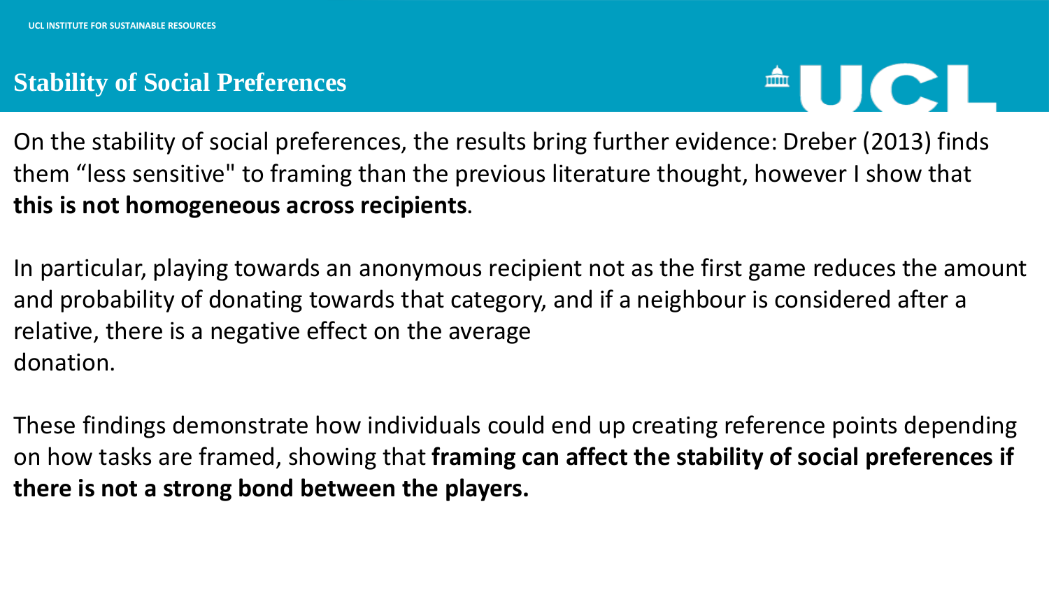## Stability of Social Preferences

On the stability of social preferences, the results bring further evidence: Dreber (2013) finds them “less sensitive" to framing than the previous literature thought, however I show that **this is not homogeneous across recipients**.

In particular, playing towards an anonymous recipient not as the first game reduces the amount and probability of donating towards that category, and if a neighbour is considered after a relative, there is a negative effect on the average donation.

These findings demonstrate how individuals could end up creating reference points depending on how tasks are framed, showing that **framing can affect the stability of social preferences if there is not a strong bond between the players.**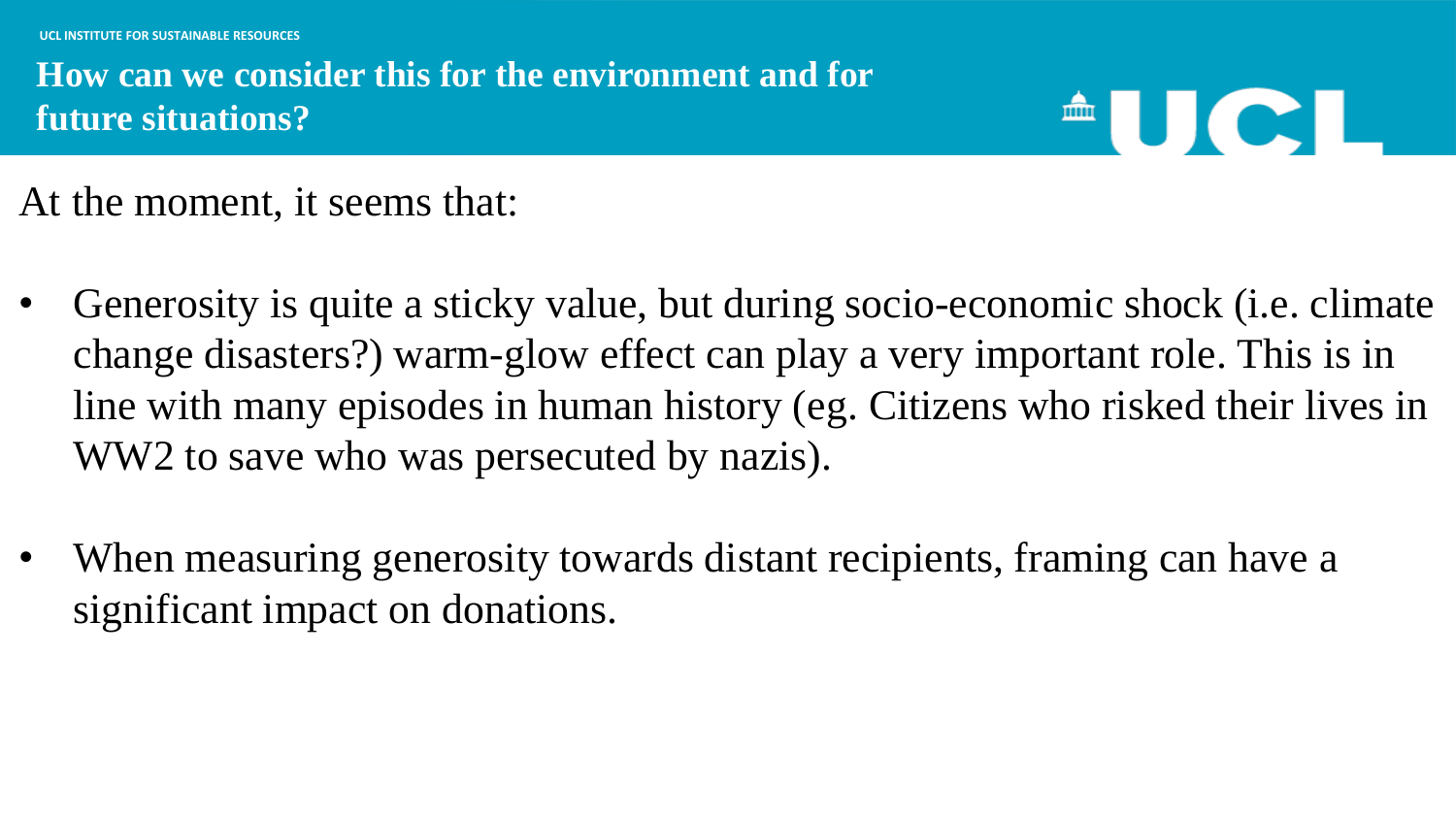# How can we consider this for the environment and for future situations?

At the moment, it seems that:

- Generosity is quite a sticky value, but during socio-economic shock (i.e. climate change disasters?) warm-glow effect can play a very important role. This is in line with many episodes in human history (eg. Citizens who risked their lives in WW2 to save who was persecuted by nazis).
- When measuring generosity towards distant recipients, framing can have a significant impact on donations.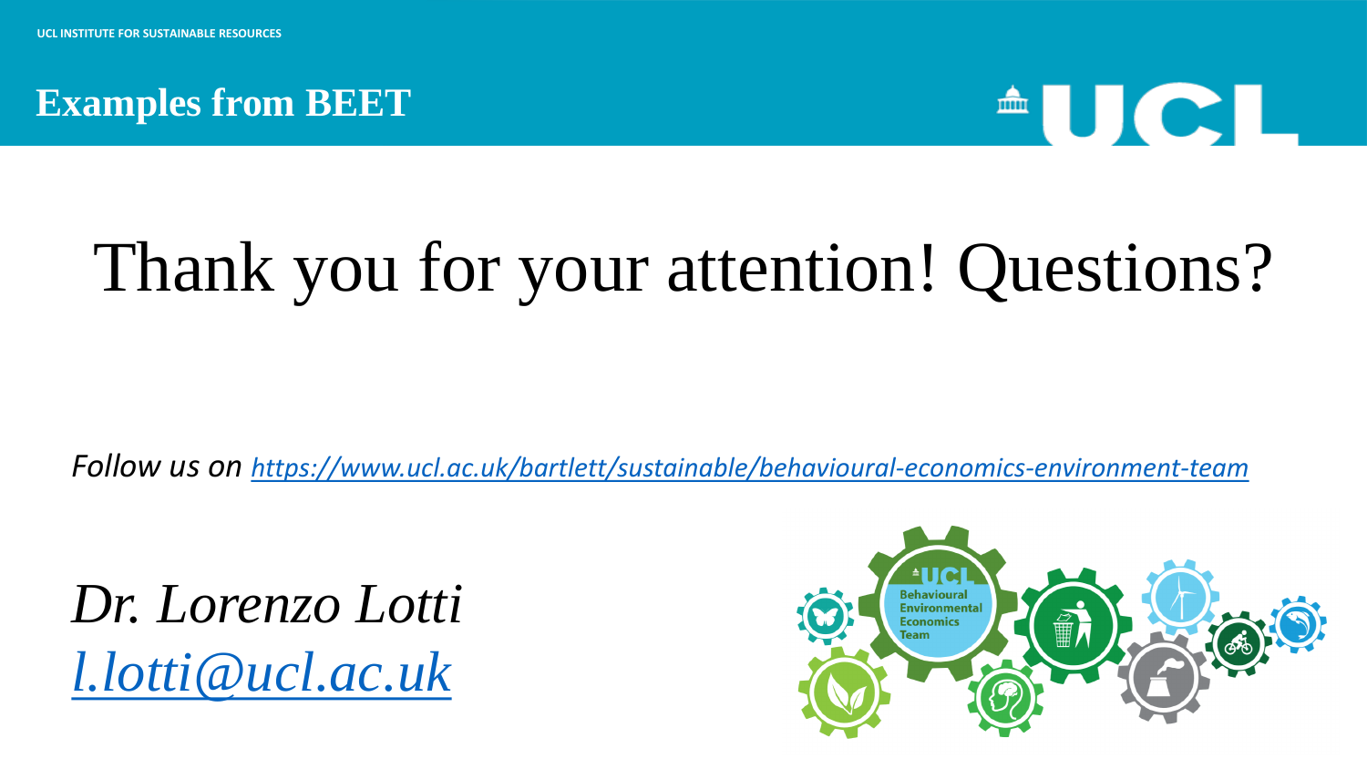## Examples from BEET

# Thank you for your attention! Questions?

*Follow us on [https://www.ucl.ac.uk/bartlett/sustainable/behavioural-economics-environment-team](https://www.ucl.ac.uk/bartlett/sustainable/behavioural-economics-environment-team)*

*Dr. Lorenzo Lotti*
*[l.lotti@ucl.ac.uk](mailto:l.lotti@ucl.ac.uk)*